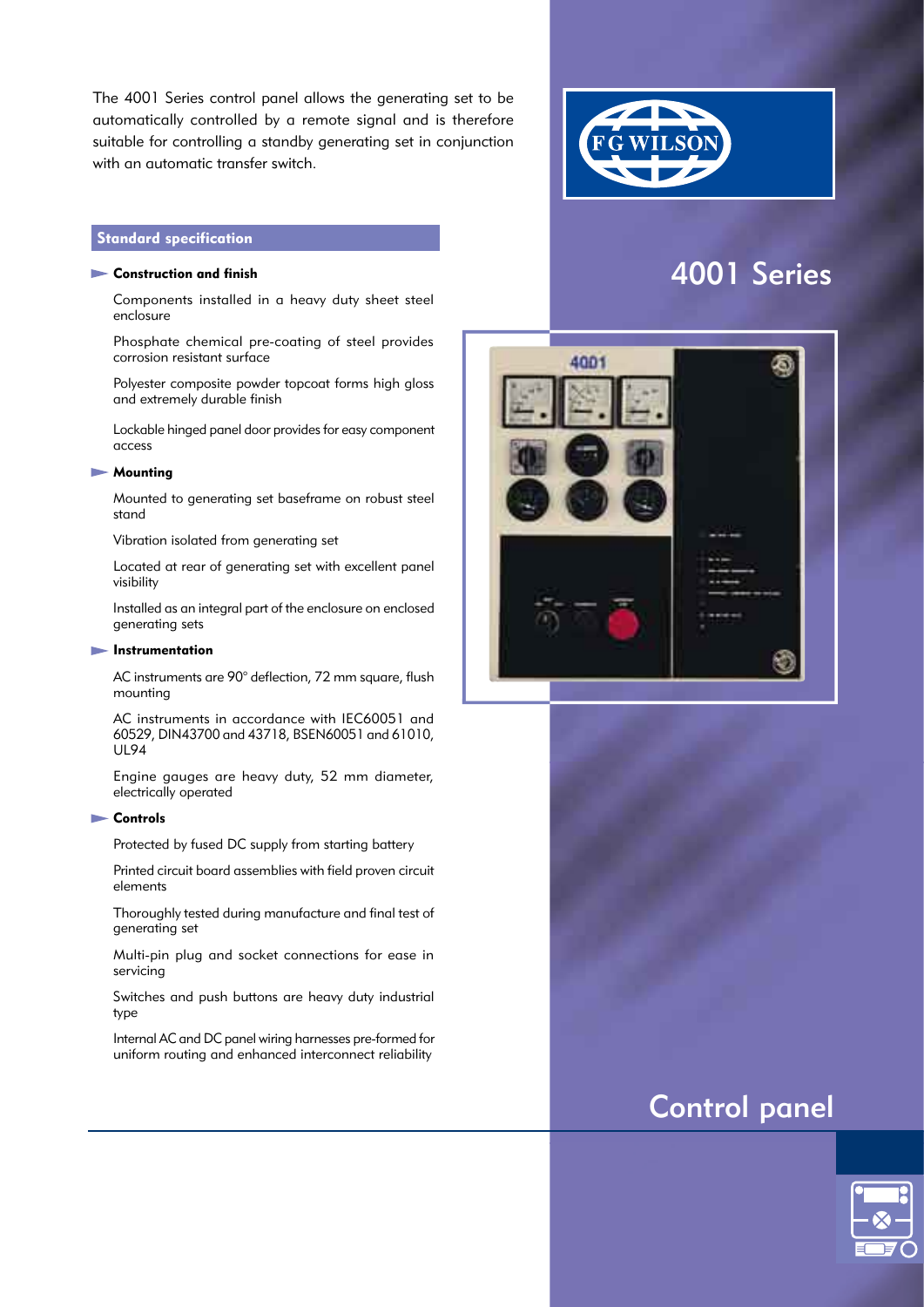# 4001 Series

## Control panel

The 4001 Series control panel allows the generating set to be automatically controlled by a remote signal and is therefore suitable for controlling a standby generating set in conjunction with an automatic transfer switch.

## Standard specification

### Construction and finish

Components installed in a heavy duty sheet steel enclosure

Phosphate chemical pre-coating of steel provides corrosion resistant surface

Polyester composite powder topcoat forms high gloss and extremely durable finish

Lockable hinged panel door provides for easy component access

### Mounting

Mounted to generating set baseframe on robust steel stand

Vibration isolated from generating set

Located at rear of generating set with excellent panel visibility

Installed as an integral part of the enclosure on enclosed generating sets

### Instrumentation

AC instruments are 90° deflection, 72 mm square, flush mounting

AC instruments in accordance with IEC60051 and 60529, DIN43700 and 43718, BSEN60051 and 61010, UL94

Engine gauges are heavy duty, 52 mm diameter, electrically operated

### Controls

Protected by fused DC supply from starting battery

Printed circuit board assemblies with field proven circuit elements

Thoroughly tested during manufacture and final test of generating set

Multi-pin plug and socket connections for ease in servicing

Switches and push buttons are heavy duty industrial type

Internal AC and DC panel wiring harnesses pre-formed for uniform routing and enhanced interconnect reliability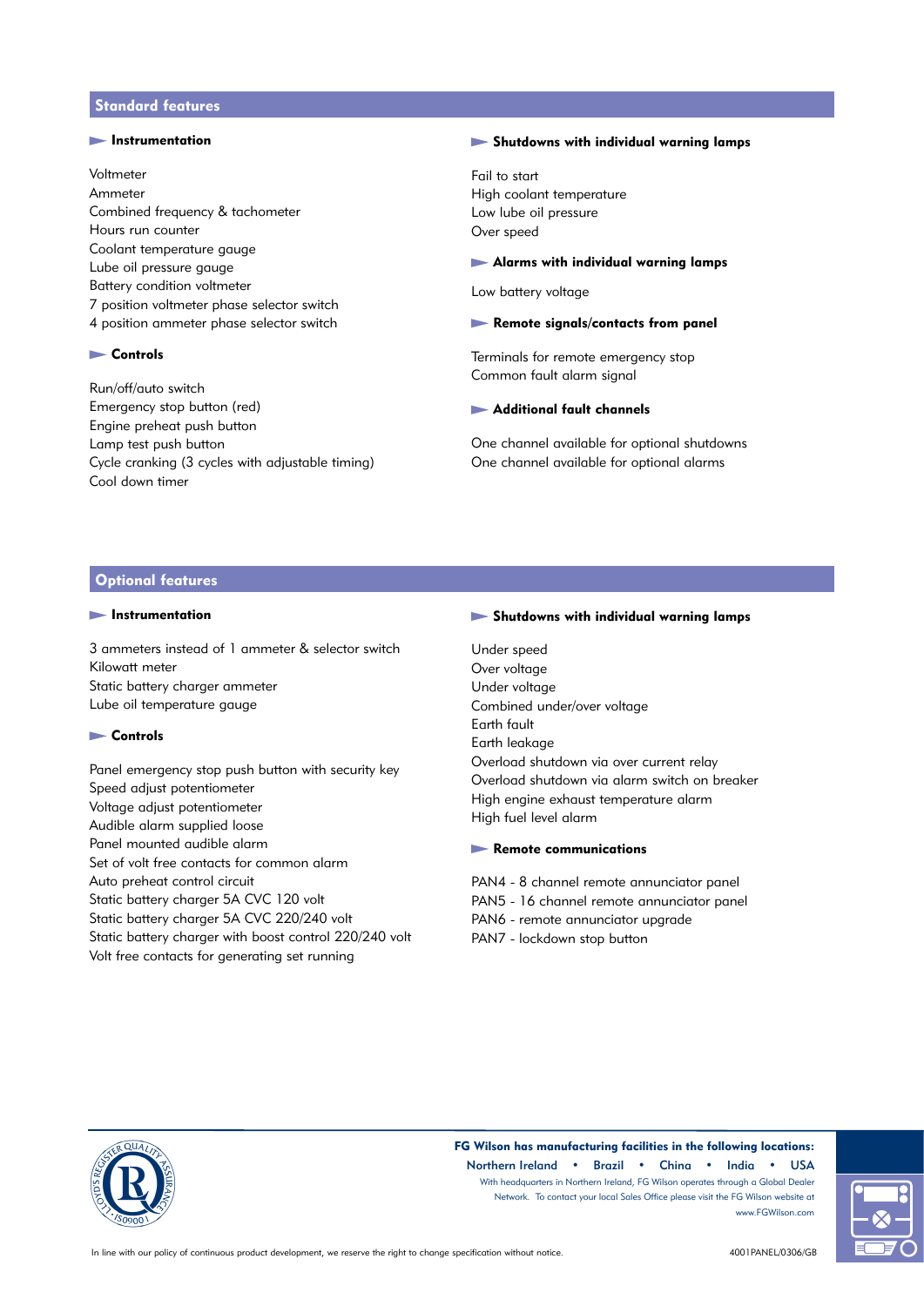## Standard features

### Instrumentation

Voltmeter
Ammeter
Combined frequency & tachometer
Hours run counter
Coolant temperature gauge
Lube oil pressure gauge
Battery condition voltmeter
7 position voltmeter phase selector switch
4 position ammeter phase selector switch

### Controls

Run/off/auto switch
Emergency stop button (red)
Engine preheat push button
Lamp test push button
Cycle cranking (3 cycles with adjustable timing)
Cool down timer

### Shutdowns with individual warning lamps

Fail to start
High coolant temperature
Low lube oil pressure
Over speed

### Alarms with individual warning lamps

Low battery voltage

### Remote signals/contacts from panel

Terminals for remote emergency stop
Common fault alarm signal

### Additional fault channels

One channel available for optional shutdowns
One channel available for optional alarms

## Optional features

### Instrumentation

3 ammeters instead of 1 ammeter & selector switch
Kilowatt meter
Static battery charger ammeter
Lube oil temperature gauge

### Controls

Panel emergency stop push button with security key
Speed adjust potentiometer
Voltage adjust potentiometer
Audible alarm supplied loose
Panel mounted audible alarm
Set of volt free contacts for common alarm
Auto preheat control circuit
Static battery charger 5A CVC 120 volt
Static battery charger 5A CVC 220/240 volt
Static battery charger with boost control 220/240 volt
Volt free contacts for generating set running

### Shutdowns with individual warning lamps

Under speed
Over voltage
Under voltage
Combined under/over voltage
Earth fault
Earth leakage
Overload shutdown via over current relay
Overload shutdown via alarm switch on breaker
High engine exhaust temperature alarm
High fuel level alarm

### Remote communications

PAN4 - 8 channel remote annunciator panel
PAN5 - 16 channel remote annunciator panel
PAN6 - remote annunciator upgrade
PAN7 - lockdown stop button

**FG Wilson has manufacturing facilities in the following locations:**

**Northern Ireland • Brazil • China • India • USA**

With headquarters in Northern Ireland, FG Wilson operates through a Global Dealer Network. To contact your local Sales Office please visit the FG Wilson website at www.FGWilson.com

In line with our policy of continuous product development, we reserve the right to change specification without notice.

4001PANEL/0306/GB